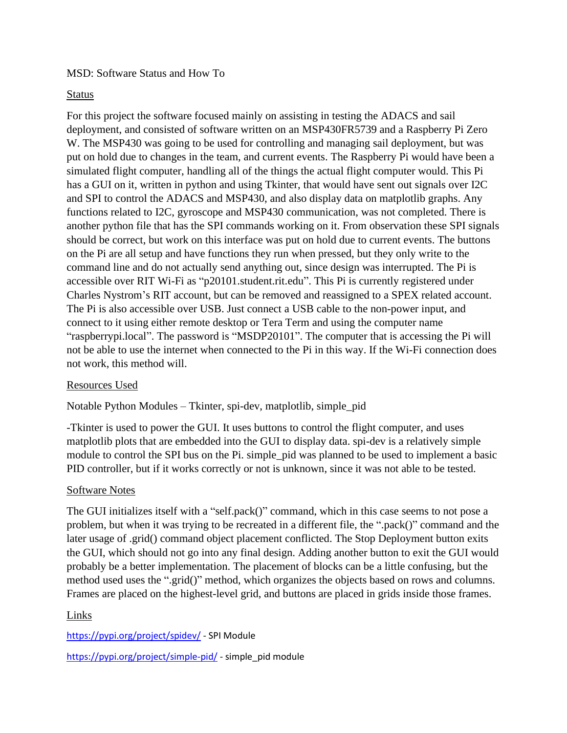MSD: Software Status and How To

## Status

For this project the software focused mainly on assisting in testing the ADACS and sail deployment, and consisted of software written on an MSP430FR5739 and a Raspberry Pi Zero W. The MSP430 was going to be used for controlling and managing sail deployment, but was put on hold due to changes in the team, and current events. The Raspberry Pi would have been a simulated flight computer, handling all of the things the actual flight computer would. This Pi has a GUI on it, written in python and using Tkinter, that would have sent out signals over I2C and SPI to control the ADACS and MSP430, and also display data on matplotlib graphs. Any functions related to I2C, gyroscope and MSP430 communication, was not completed. There is another python file that has the SPI commands working on it. From observation these SPI signals should be correct, but work on this interface was put on hold due to current events. The buttons on the Pi are all setup and have functions they run when pressed, but they only write to the command line and do not actually send anything out, since design was interrupted. The Pi is accessible over RIT Wi-Fi as "p20101.student.rit.edu". This Pi is currently registered under Charles Nystrom's RIT account, but can be removed and reassigned to a SPEX related account. The Pi is also accessible over USB. Just connect a USB cable to the non-power input, and connect to it using either remote desktop or Tera Term and using the computer name "raspberrypi.local". The password is "MSDP20101". The computer that is accessing the Pi will not be able to use the internet when connected to the Pi in this way. If the Wi-Fi connection does not work, this method will.

## Resources Used

Notable Python Modules – Tkinter, spi-dev, matplotlib, simple_pid

-Tkinter is used to power the GUI. It uses buttons to control the flight computer, and uses matplotlib plots that are embedded into the GUI to display data. spi-dev is a relatively simple module to control the SPI bus on the Pi. simple_pid was planned to be used to implement a basic PID controller, but if it works correctly or not is unknown, since it was not able to be tested.

## Software Notes

The GUI initializes itself with a "self.pack()" command, which in this case seems to not pose a problem, but when it was trying to be recreated in a different file, the ".pack()" command and the later usage of .grid() command object placement conflicted. The Stop Deployment button exits the GUI, which should not go into any final design. Adding another button to exit the GUI would probably be a better implementation. The placement of blocks can be a little confusing, but the method used uses the ".grid()" method, which organizes the objects based on rows and columns. Frames are placed on the highest-level grid, and buttons are placed in grids inside those frames.

## Links

https://pypi.org/project/spidev/ - SPI Module

https://pypi.org/project/simple-pid/ - simple_pid module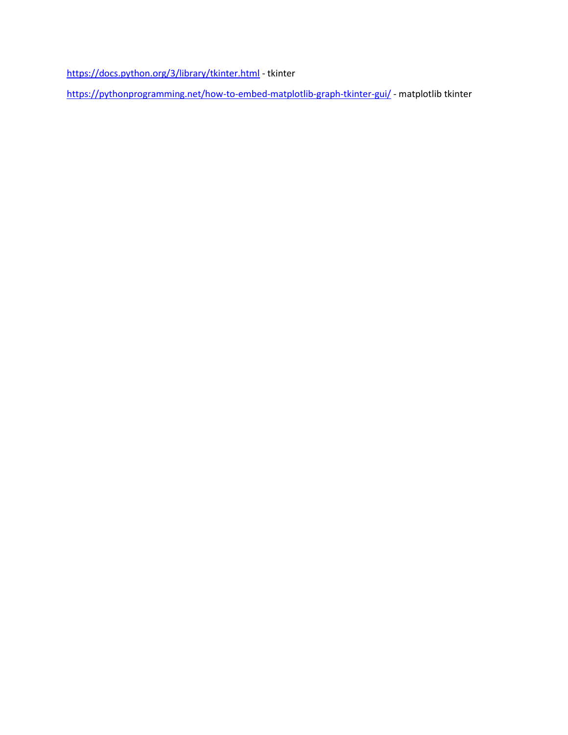[https://docs.python.org/3/library/tkinter.html](https://docs.python.org/3/library/tkinter.html) - tkinter

[https://pythonprogramming.net/how-to-embed-matplotlib-graph-tkinter-gui/](https://pythonprogramming.net/how-to-embed-matplotlib-graph-tkinter-gui/) - matplotlib tkinter